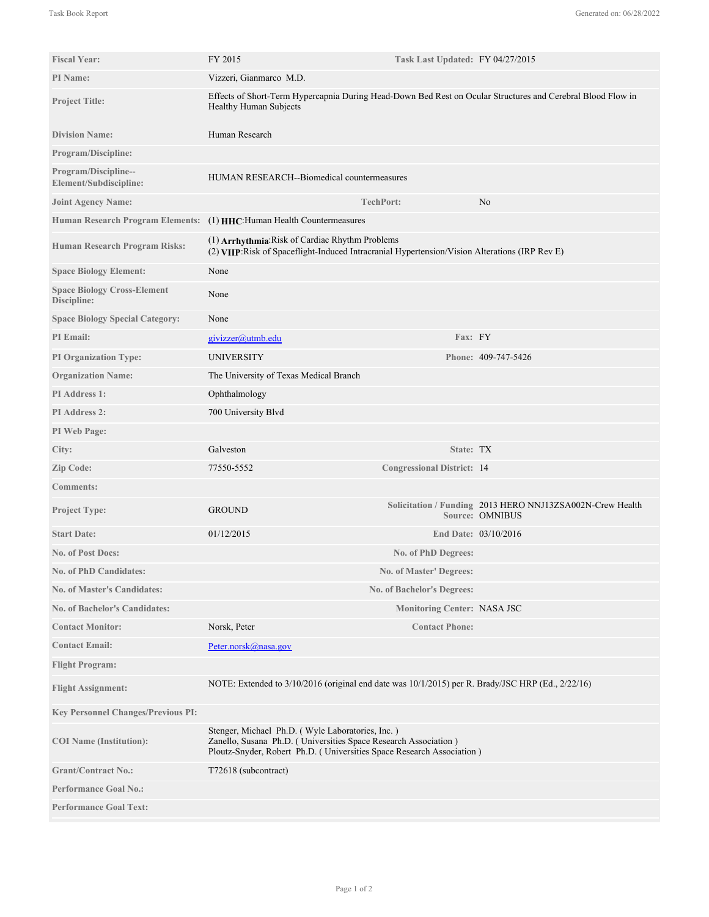| | | | |
|---|---|---|---|
| **Fiscal Year:** | FY 2015 | **Task Last Updated:** | FY 04/27/2015 |
| **PI Name:** | Vizzeri, Gianmarco M.D. | | |
| **Project Title:** | Effects of Short-Term Hypercapnia During Head-Down Bed Rest on Ocular Structures and Cerebral Blood Flow in Healthy Human Subjects | | |
| **Division Name:** | Human Research | | |
| **Program/Discipline:** | | | |
| **Program/Discipline--Element/Subdiscipline:** | HUMAN RESEARCH--Biomedical countermeasures | | |
| **Joint Agency Name:** | | **TechPort:** | No |
| **Human Research Program Elements:** | (1) **HHC**:Human Health Countermeasures | | |
| **Human Research Program Risks:** | (1) **Arrhythmia**:Risk of Cardiac Rhythm Problems<br>(2) **VIIP**:Risk of Spaceflight-Induced Intracranial Hypertension/Vision Alterations (IRP Rev E) | | |
| **Space Biology Element:** | None | | |
| **Space Biology Cross-Element Discipline:** | None | | |
| **Space Biology Special Category:** | None | | |
| **PI Email:** | givizzer@utmb.edu | **Fax:** | FY |
| **PI Organization Type:** | UNIVERSITY | **Phone:** | 409-747-5426 |
| **Organization Name:** | The University of Texas Medical Branch | | |
| **PI Address 1:** | Ophthalmology | | |
| **PI Address 2:** | 700 University Blvd | | |
| **PI Web Page:** | | | |
| **City:** | Galveston | **State:** | TX |
| **Zip Code:** | 77550-5552 | **Congressional District:** | 14 |
| **Comments:** | | | |
| **Project Type:** | GROUND | **Solicitation / Funding Source:** | 2013 HERO NNJ13ZSA002N-Crew Health OMNIBUS |
| **Start Date:** | 01/12/2015 | **End Date:** | 03/10/2016 |
| **No. of Post Docs:** | | **No. of PhD Degrees:** | |
| **No. of PhD Candidates:** | | **No. of Master' Degrees:** | |
| **No. of Master's Candidates:** | | **No. of Bachelor's Degrees:** | |
| **No. of Bachelor's Candidates:** | | **Monitoring Center:** | NASA JSC |
| **Contact Monitor:** | Norsk, Peter | **Contact Phone:** | |
| **Contact Email:** | Peter.norsk@nasa.gov | | |
| **Flight Program:** | | | |
| **Flight Assignment:** | NOTE: Extended to 3/10/2016 (original end date was 10/1/2015) per R. Brady/JSC HRP (Ed., 2/22/16) | | |
| **Key Personnel Changes/Previous PI:** | | | |
| **COI Name (Institution):** | Stenger, Michael Ph.D. ( Wyle Laboratories, Inc. )<br>Zanello, Susana Ph.D. ( Universities Space Research Association )<br>Ploutz-Snyder, Robert Ph.D. ( Universities Space Research Association ) | | |
| **Grant/Contract No.:** | T72618 (subcontract) | | |
| **Performance Goal No.:** | | | |
| **Performance Goal Text:** | | | |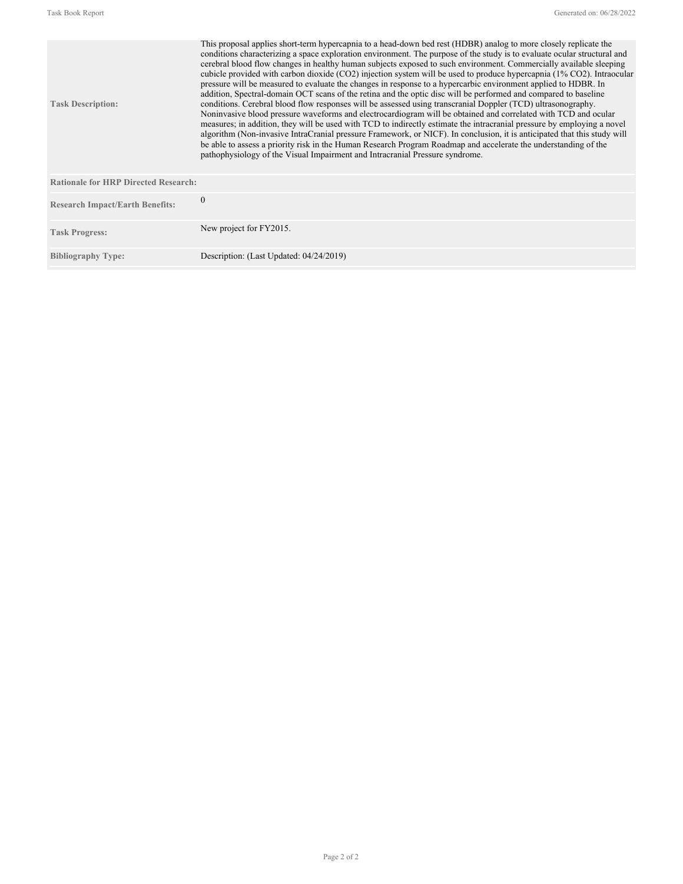| | |
|---|---|
| **Task Description:** | This proposal applies short-term hypercapnia to a head-down bed rest (HDBR) analog to more closely replicate the conditions characterizing a space exploration environment. The purpose of the study is to evaluate ocular structural and cerebral blood flow changes in healthy human subjects exposed to such environment. Commercially available sleeping cubicle provided with carbon dioxide ($CO_2$) injection system will be used to produce hypercapnia (1% $CO_2$). Intraocular pressure will be measured to evaluate the changes in response to a hypercarbic environment applied to HDBR. In addition, Spectral-domain OCT scans of the retina and the optic disc will be performed and compared to baseline conditions. Cerebral blood flow responses will be assessed using transcranial Doppler (TCD) ultrasonography. Noninvasive blood pressure waveforms and electrocardiogram will be obtained and correlated with TCD and ocular measures; in addition, they will be used with TCD to indirectly estimate the intracranial pressure by employing a novel algorithm (Non-invasive IntraCranial pressure Framework, or NICF). In conclusion, it is anticipated that this study will be able to assess a priority risk in the Human Research Program Roadmap and accelerate the understanding of the pathophysiology of the Visual Impairment and Intracranial Pressure syndrome. |
| **Rationale for HRP Directed Research:** | |
| **Research Impact/Earth Benefits:** | 0 |
| **Task Progress:** | New project for FY2015. |
| **Bibliography Type:** | Description: (Last Updated: 04/24/2019) |